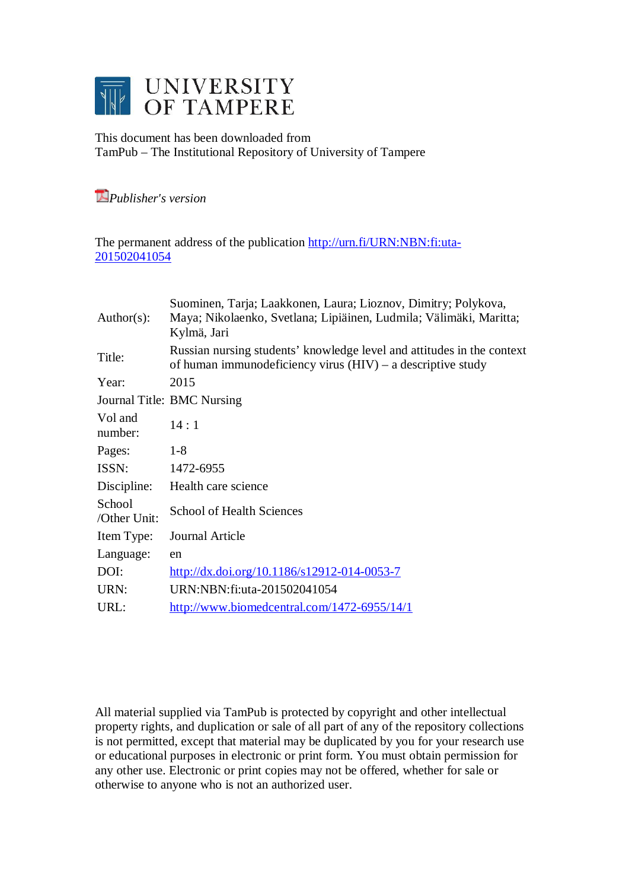# UNIVERSITY OF TAMPERE

This document has been downloaded from
TamPub – The Institutional Repository of University of Tampere

*Publisher's version*

The permanent address of the publication http://urn.fi/URN:NBN:fi:uta-201502041054

| | |
|---|---|
| Author(s): | Suominen, Tarja; Laakkonen, Laura; Lioznov, Dimitry; Polykova, Maya; Nikolaenko, Svetlana; Lipiäinen, Ludmila; Välimäki, Maritta; Kylmä, Jari |
| Title: | Russian nursing students' knowledge level and attitudes in the context of human immunodeficiency virus (HIV) – a descriptive study |
| Year: | 2015 |
| Journal Title: | BMC Nursing |
| Vol and number: | 14 : 1 |
| Pages: | 1-8 |
| ISSN: | 1472-6955 |
| Discipline: | Health care science |
| School /Other Unit: | School of Health Sciences |
| Item Type: | Journal Article |
| Language: | en |
| DOI: | http://dx.doi.org/10.1186/s12912-014-0053-7 |
| URN: | URN:NBN:fi:uta-201502041054 |
| URL: | http://www.biomedcentral.com/1472-6955/14/1 |

All material supplied via TamPub is protected by copyright and other intellectual property rights, and duplication or sale of all part of any of the repository collections is not permitted, except that material may be duplicated by you for your research use or educational purposes in electronic or print form. You must obtain permission for any other use. Electronic or print copies may not be offered, whether for sale or otherwise to anyone who is not an authorized user.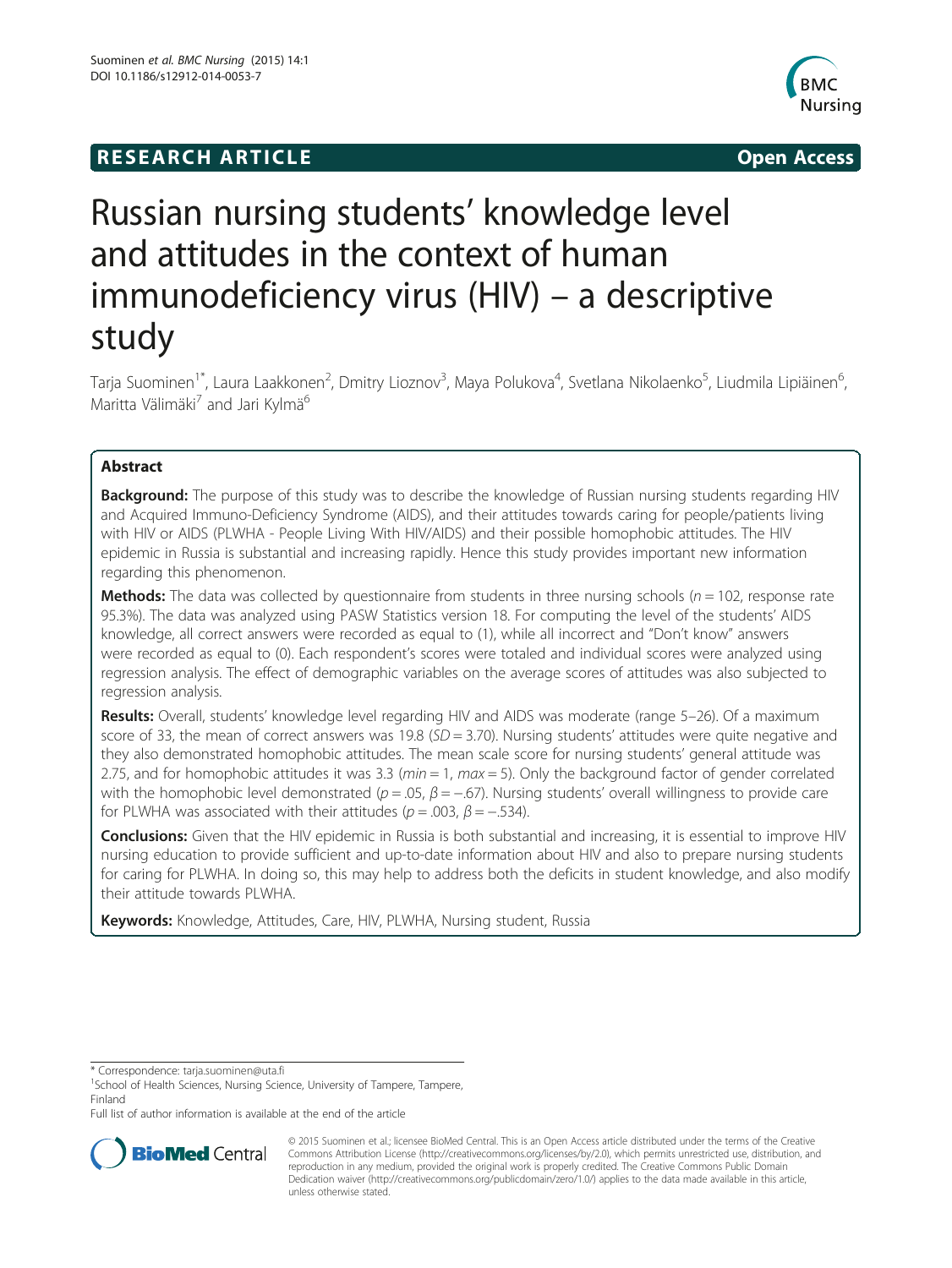# Russian nursing students' knowledge level and attitudes in the context of human immunodeficiency virus (HIV) – a descriptive study

Tarja Suominen[1*], Laura Laakkonen[2], Dmitry Lioznov[3], Maya Polukova[4], Svetlana Nikolaenko[5], Liudmila Lipiäinen[6], Maritta Välimäki[7] and Jari Kylmä[6]

## Abstract

**Background:** The purpose of this study was to describe the knowledge of Russian nursing students regarding HIV and Acquired Immuno-Deficiency Syndrome (AIDS), and their attitudes towards caring for people/patients living with HIV or AIDS (PLWHA - People Living With HIV/AIDS) and their possible homophobic attitudes. The HIV epidemic in Russia is substantial and increasing rapidly. Hence this study provides important new information regarding this phenomenon.

**Methods:** The data was collected by questionnaire from students in three nursing schools ($n = 102$, response rate 95.3%). The data was analyzed using PASW Statistics version 18. For computing the level of the students' AIDS knowledge, all correct answers were recorded as equal to (1), while all incorrect and "Don't know" answers were recorded as equal to (0). Each respondent's scores were totaled and individual scores were analyzed using regression analysis. The effect of demographic variables on the average scores of attitudes was also subjected to regression analysis.

**Results:** Overall, students' knowledge level regarding HIV and AIDS was moderate (range 5–26). Of a maximum score of 33, the mean of correct answers was 19.8 ($SD = 3.70$). Nursing students' attitudes were quite negative and they also demonstrated homophobic attitudes. The mean scale score for nursing students' general attitude was 2.75, and for homophobic attitudes it was 3.3 ($min = 1$, $max = 5$). Only the background factor of gender correlated with the homophobic level demonstrated ($p = .05$, $\beta = -.67$). Nursing students' overall willingness to provide care for PLWHA was associated with their attitudes ($p = .003$, $\beta = -.534$).

**Conclusions:** Given that the HIV epidemic in Russia is both substantial and increasing, it is essential to improve HIV nursing education to provide sufficient and up-to-date information about HIV and also to prepare nursing students for caring for PLWHA. In doing so, this may help to address both the deficits in student knowledge, and also modify their attitude towards PLWHA.

**Keywords:** Knowledge, Attitudes, Care, HIV, PLWHA, Nursing student, Russia

---

* Correspondence: tarja.suominen@uta.fi

[1]School of Health Sciences, Nursing Science, University of Tampere, Tampere, Finland

Full list of author information is available at the end of the article

© 2015 Suominen et al.; licensee BioMed Central. This is an Open Access article distributed under the terms of the Creative Commons Attribution License (http://creativecommons.org/licenses/by/2.0), which permits unrestricted use, distribution, and reproduction in any medium, provided the original work is properly credited. The Creative Commons Public Domain Dedication waiver (http://creativecommons.org/publicdomain/zero/1.0/) applies to the data made available in this article, unless otherwise stated.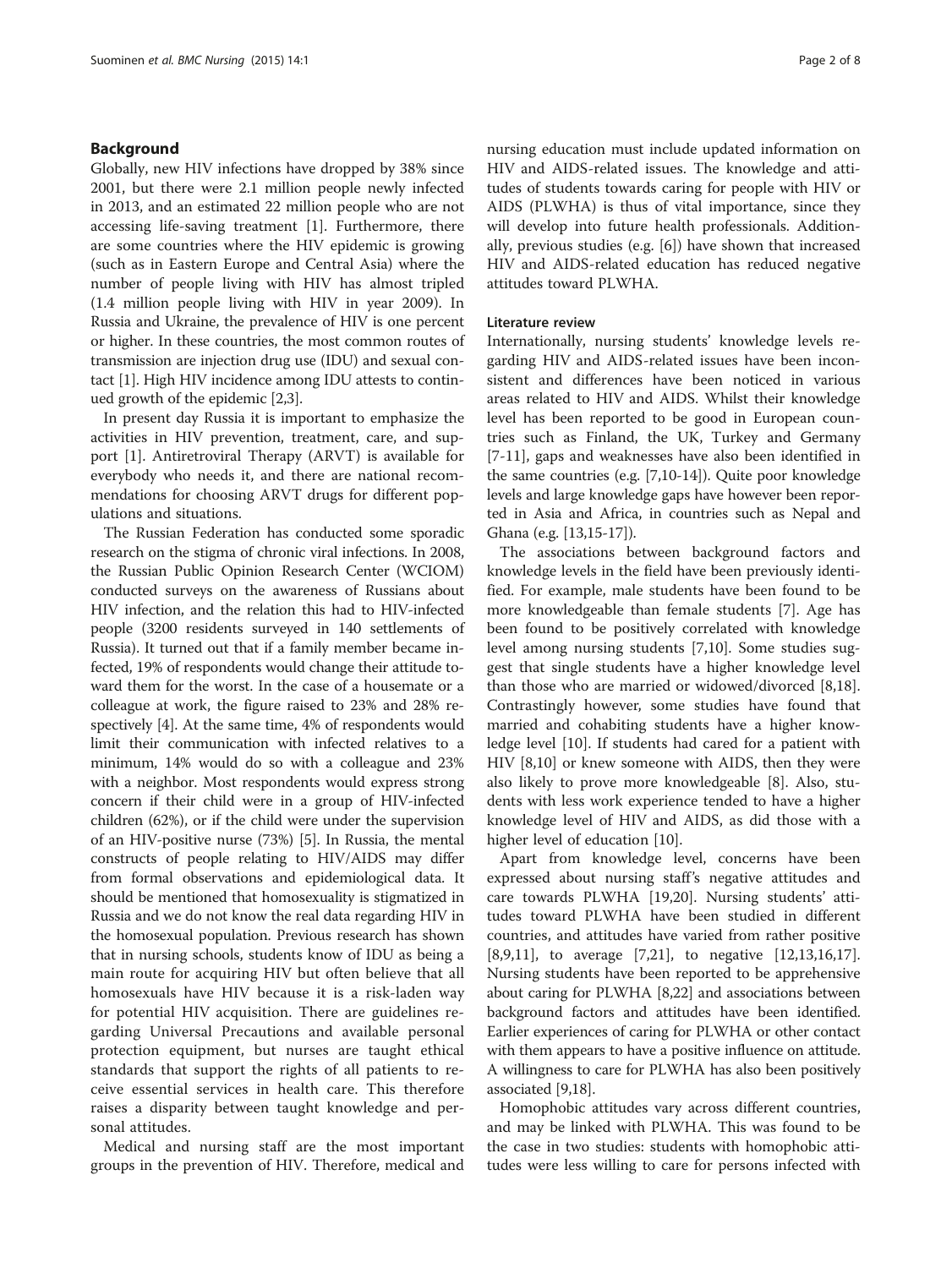## Background

Globally, new HIV infections have dropped by 38% since 2001, but there were 2.1 million people newly infected in 2013, and an estimated 22 million people who are not accessing life-saving treatment [1]. Furthermore, there are some countries where the HIV epidemic is growing (such as in Eastern Europe and Central Asia) where the number of people living with HIV has almost tripled (1.4 million people living with HIV in year 2009). In Russia and Ukraine, the prevalence of HIV is one percent or higher. In these countries, the most common routes of transmission are injection drug use (IDU) and sexual contact [1]. High HIV incidence among IDU attests to continued growth of the epidemic [2,3].

In present day Russia it is important to emphasize the activities in HIV prevention, treatment, care, and support [1]. Antiretroviral Therapy (ARVT) is available for everybody who needs it, and there are national recommendations for choosing ARVT drugs for different populations and situations.

The Russian Federation has conducted some sporadic research on the stigma of chronic viral infections. In 2008, the Russian Public Opinion Research Center (WCIOM) conducted surveys on the awareness of Russians about HIV infection, and the relation this had to HIV-infected people (3200 residents surveyed in 140 settlements of Russia). It turned out that if a family member became infected, 19% of respondents would change their attitude toward them for the worst. In the case of a housemate or a colleague at work, the figure raised to 23% and 28% respectively [4]. At the same time, 4% of respondents would limit their communication with infected relatives to a minimum, 14% would do so with a colleague and 23% with a neighbor. Most respondents would express strong concern if their child were in a group of HIV-infected children (62%), or if the child were under the supervision of an HIV-positive nurse (73%) [5]. In Russia, the mental constructs of people relating to HIV/AIDS may differ from formal observations and epidemiological data. It should be mentioned that homosexuality is stigmatized in Russia and we do not know the real data regarding HIV in the homosexual population. Previous research has shown that in nursing schools, students know of IDU as being a main route for acquiring HIV but often believe that all homosexuals have HIV because it is a risk-laden way for potential HIV acquisition. There are guidelines regarding Universal Precautions and available personal protection equipment, but nurses are taught ethical standards that support the rights of all patients to receive essential services in health care. This therefore raises a disparity between taught knowledge and personal attitudes.

Medical and nursing staff are the most important groups in the prevention of HIV. Therefore, medical and nursing education must include updated information on HIV and AIDS-related issues. The knowledge and attitudes of students towards caring for people with HIV or AIDS (PLWHA) is thus of vital importance, since they will develop into future health professionals. Additionally, previous studies (e.g. [6]) have shown that increased HIV and AIDS-related education has reduced negative attitudes toward PLWHA.

### Literature review

Internationally, nursing students' knowledge levels regarding HIV and AIDS-related issues have been inconsistent and differences have been noticed in various areas related to HIV and AIDS. Whilst their knowledge level has been reported to be good in European countries such as Finland, the UK, Turkey and Germany [7-11], gaps and weaknesses have also been identified in the same countries (e.g. [7,10-14]). Quite poor knowledge levels and large knowledge gaps have however been reported in Asia and Africa, in countries such as Nepal and Ghana (e.g. [13,15-17]).

The associations between background factors and knowledge levels in the field have been previously identified. For example, male students have been found to be more knowledgeable than female students [7]. Age has been found to be positively correlated with knowledge level among nursing students [7,10]. Some studies suggest that single students have a higher knowledge level than those who are married or widowed/divorced [8,18]. Contrastingly however, some studies have found that married and cohabiting students have a higher knowledge level [10]. If students had cared for a patient with HIV [8,10] or knew someone with AIDS, then they were also likely to prove more knowledgeable [8]. Also, students with less work experience tended to have a higher knowledge level of HIV and AIDS, as did those with a higher level of education [10].

Apart from knowledge level, concerns have been expressed about nursing staff's negative attitudes and care towards PLWHA [19,20]. Nursing students' attitudes toward PLWHA have been studied in different countries, and attitudes have varied from rather positive [8,9,11], to average [7,21], to negative [12,13,16,17]. Nursing students have been reported to be apprehensive about caring for PLWHA [8,22] and associations between background factors and attitudes have been identified. Earlier experiences of caring for PLWHA or other contact with them appears to have a positive influence on attitude. A willingness to care for PLWHA has also been positively associated [9,18].

Homophobic attitudes vary across different countries, and may be linked with PLWHA. This was found to be the case in two studies: students with homophobic attitudes were less willing to care for persons infected with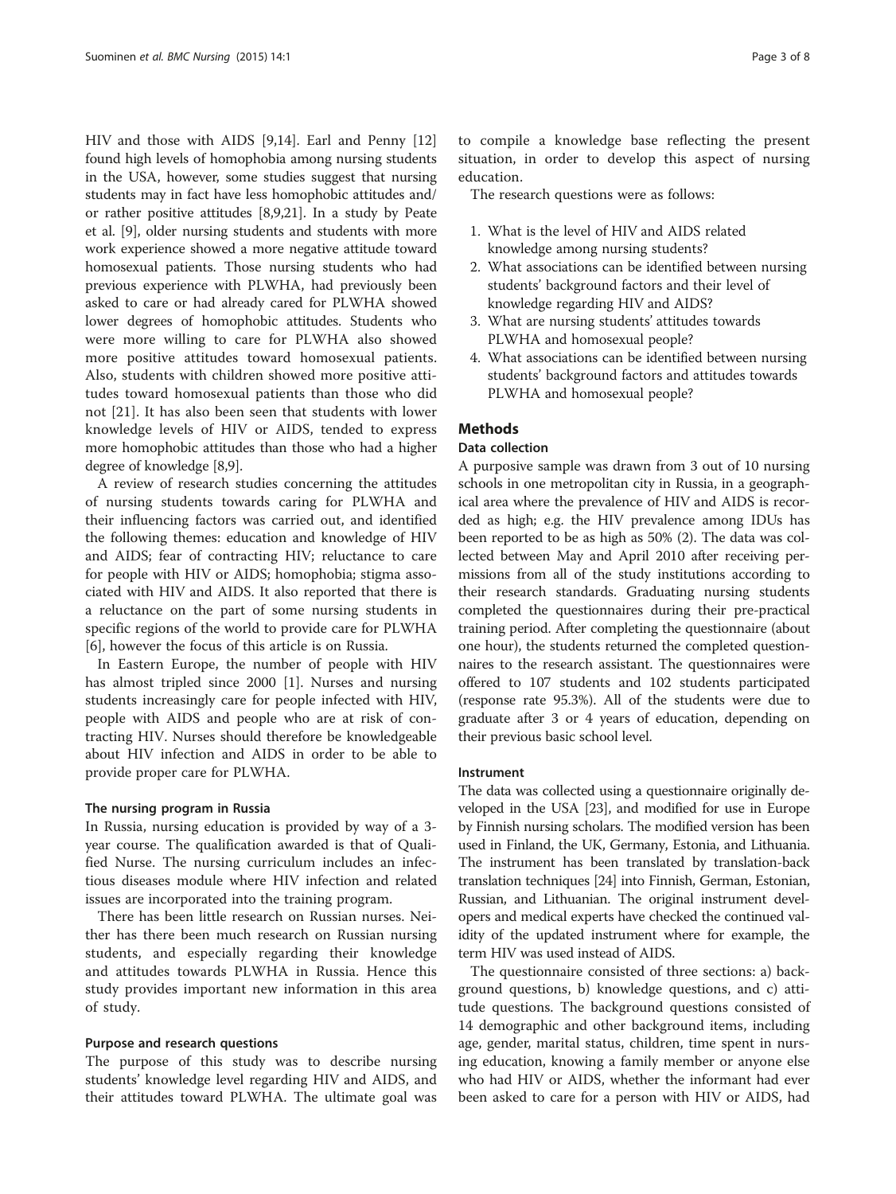HIV and those with AIDS [9,14]. Earl and Penny [12] found high levels of homophobia among nursing students in the USA, however, some studies suggest that nursing students may in fact have less homophobic attitudes and/or rather positive attitudes [8,9,21]. In a study by Peate et al. [9], older nursing students and students with more work experience showed a more negative attitude toward homosexual patients. Those nursing students who had previous experience with PLWHA, had previously been asked to care or had already cared for PLWHA showed lower degrees of homophobic attitudes. Students who were more willing to care for PLWHA also showed more positive attitudes toward homosexual patients. Also, students with children showed more positive attitudes toward homosexual patients than those who did not [21]. It has also been seen that students with lower knowledge levels of HIV or AIDS, tended to express more homophobic attitudes than those who had a higher degree of knowledge [8,9].

A review of research studies concerning the attitudes of nursing students towards caring for PLWHA and their influencing factors was carried out, and identified the following themes: education and knowledge of HIV and AIDS; fear of contracting HIV; reluctance to care for people with HIV or AIDS; homophobia; stigma associated with HIV and AIDS. It also reported that there is a reluctance on the part of some nursing students in specific regions of the world to provide care for PLWHA [6], however the focus of this article is on Russia.

In Eastern Europe, the number of people with HIV has almost tripled since 2000 [1]. Nurses and nursing students increasingly care for people infected with HIV, people with AIDS and people who are at risk of contracting HIV. Nurses should therefore be knowledgeable about HIV infection and AIDS in order to be able to provide proper care for PLWHA.

### The nursing program in Russia

In Russia, nursing education is provided by way of a 3-year course. The qualification awarded is that of Qualified Nurse. The nursing curriculum includes an infectious diseases module where HIV infection and related issues are incorporated into the training program.

There has been little research on Russian nurses. Neither has there been much research on Russian nursing students, and especially regarding their knowledge and attitudes towards PLWHA in Russia. Hence this study provides important new information in this area of study.

### Purpose and research questions

The purpose of this study was to describe nursing students' knowledge level regarding HIV and AIDS, and their attitudes toward PLWHA. The ultimate goal was to compile a knowledge base reflecting the present situation, in order to develop this aspect of nursing education.

The research questions were as follows:

1. What is the level of HIV and AIDS related knowledge among nursing students?
2. What associations can be identified between nursing students' background factors and their level of knowledge regarding HIV and AIDS?
3. What are nursing students' attitudes towards PLWHA and homosexual people?
4. What associations can be identified between nursing students' background factors and attitudes towards PLWHA and homosexual people?

## Methods

### Data collection

A purposive sample was drawn from 3 out of 10 nursing schools in one metropolitan city in Russia, in a geographical area where the prevalence of HIV and AIDS is recorded as high; e.g. the HIV prevalence among IDUs has been reported to be as high as 50% (2). The data was collected between May and April 2010 after receiving permissions from all of the study institutions according to their research standards. Graduating nursing students completed the questionnaires during their pre-practical training period. After completing the questionnaire (about one hour), the students returned the completed questionnaires to the research assistant. The questionnaires were offered to 107 students and 102 students participated (response rate 95.3%). All of the students were due to graduate after 3 or 4 years of education, depending on their previous basic school level.

### Instrument

The data was collected using a questionnaire originally developed in the USA [23], and modified for use in Europe by Finnish nursing scholars. The modified version has been used in Finland, the UK, Germany, Estonia, and Lithuania. The instrument has been translated by translation-back translation techniques [24] into Finnish, German, Estonian, Russian, and Lithuanian. The original instrument developers and medical experts have checked the continued validity of the updated instrument where for example, the term HIV was used instead of AIDS.

The questionnaire consisted of three sections: a) background questions, b) knowledge questions, and c) attitude questions. The background questions consisted of 14 demographic and other background items, including age, gender, marital status, children, time spent in nursing education, knowing a family member or anyone else who had HIV or AIDS, whether the informant had ever been asked to care for a person with HIV or AIDS, had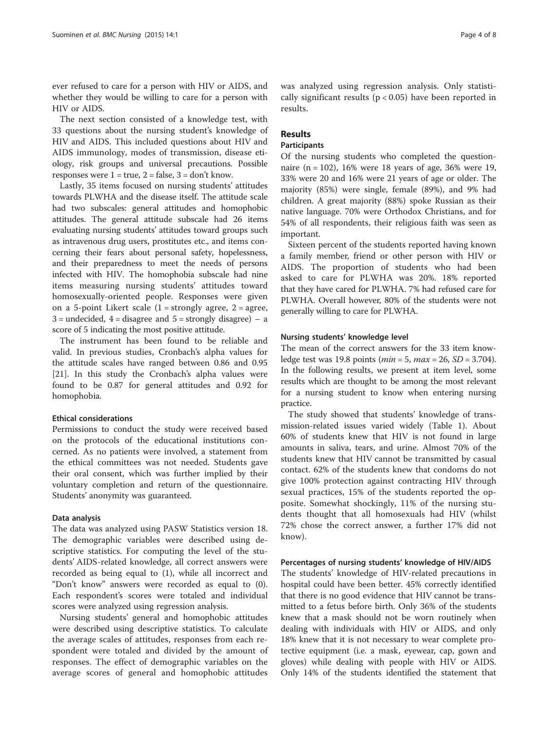ever refused to care for a person with HIV or AIDS, and whether they would be willing to care for a person with HIV or AIDS.

The next section consisted of a knowledge test, with 33 questions about the nursing student's knowledge of HIV and AIDS. This included questions about HIV and AIDS immunology, modes of transmission, disease etiology, risk groups and universal precautions. Possible responses were 1 = true, 2 = false, 3 = don't know.

Lastly, 35 items focused on nursing students' attitudes towards PLWHA and the disease itself. The attitude scale had two subscales: general attitudes and homophobic attitudes. The general attitude subscale had 26 items evaluating nursing students' attitudes toward groups such as intravenous drug users, prostitutes etc., and items concerning their fears about personal safety, hopelessness, and their preparedness to meet the needs of persons infected with HIV. The homophobia subscale had nine items measuring nursing students' attitudes toward homosexually-oriented people. Responses were given on a 5-point Likert scale (1 = strongly agree, 2 = agree, 3 = undecided, 4 = disagree and 5 = strongly disagree) – a score of 5 indicating the most positive attitude.

The instrument has been found to be reliable and valid. In previous studies, Cronbach's alpha values for the attitude scales have ranged between 0.86 and 0.95 [21]. In this study the Cronbach's alpha values were found to be 0.87 for general attitudes and 0.92 for homophobia.

#### Ethical considerations

Permissions to conduct the study were received based on the protocols of the educational institutions concerned. As no patients were involved, a statement from the ethical committees was not needed. Students gave their oral consent, which was further implied by their voluntary completion and return of the questionnaire. Students' anonymity was guaranteed.

#### Data analysis

The data was analyzed using PASW Statistics version 18. The demographic variables were described using descriptive statistics. For computing the level of the students' AIDS-related knowledge, all correct answers were recorded as being equal to (1), while all incorrect and "Don't know" answers were recorded as equal to (0). Each respondent's scores were totaled and individual scores were analyzed using regression analysis.

Nursing students' general and homophobic attitudes were described using descriptive statistics. To calculate the average scales of attitudes, responses from each respondent were totaled and divided by the amount of responses. The effect of demographic variables on the average scores of general and homophobic attitudes was analyzed using regression analysis. Only statistically significant results ($p < 0.05$) have been reported in results.

## Results

### Participants

Of the nursing students who completed the questionnaire ($n = 102$), 16% were 18 years of age, 36% were 19, 33% were 20 and 16% were 21 years of age or older. The majority (85%) were single, female (89%), and 9% had children. A great majority (88%) spoke Russian as their native language. 70% were Orthodox Christians, and for 54% of all respondents, their religious faith was seen as important.

Sixteen percent of the students reported having known a family member, friend or other person with HIV or AIDS. The proportion of students who had been asked to care for PLWHA was 20%. 18% reported that they have cared for PLWHA. 7% had refused care for PLWHA. Overall however, 80% of the students were not generally willing to care for PLWHA.

#### Nursing students' knowledge level

The mean of the correct answers for the 33 item knowledge test was 19.8 points ($min = 5$, $max = 26$, $SD = 3.704$). In the following results, we present at item level, some results which are thought to be among the most relevant for a nursing student to know when entering nursing practice.

The study showed that students' knowledge of transmission-related issues varied widely (Table 1). About 60% of students knew that HIV is not found in large amounts in saliva, tears, and urine. Almost 70% of the students knew that HIV cannot be transmitted by casual contact. 62% of the students knew that condoms do not give 100% protection against contracting HIV through sexual practices, 15% of the students reported the opposite. Somewhat shockingly, 11% of the nursing students thought that all homosexuals had HIV (whilst 72% chose the correct answer, a further 17% did not know).

#### Percentages of nursing students' knowledge of HIV/AIDS

The students' knowledge of HIV-related precautions in hospital could have been better. 45% correctly identified that there is no good evidence that HIV cannot be transmitted to a fetus before birth. Only 36% of the students knew that a mask should not be worn routinely when dealing with individuals with HIV or AIDS, and only 18% knew that it is not necessary to wear complete protective equipment (i.e. a mask, eyewear, cap, gown and gloves) while dealing with people with HIV or AIDS. Only 14% of the students identified the statement that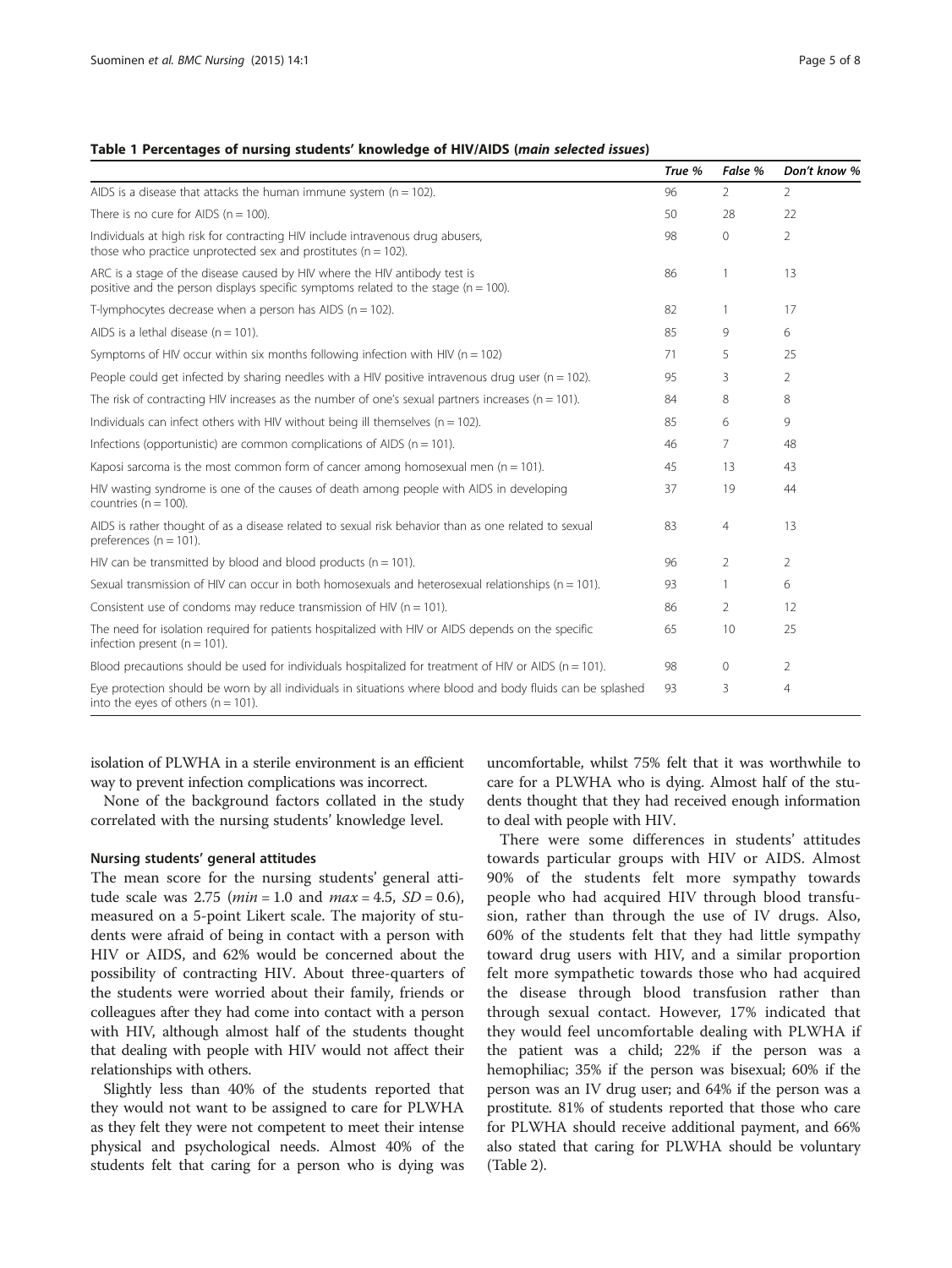**Table 1 Percentages of nursing students' knowledge of HIV/AIDS (*main selected issues*)**

| | *True %* | *False %* | *Don't know %* |
|---|---|---|---|
| AIDS is a disease that attacks the human immune system (n = 102). | 96 | 2 | 2 |
| There is no cure for AIDS (n = 100). | 50 | 28 | 22 |
| Individuals at high risk for contracting HIV include intravenous drug abusers, those who practice unprotected sex and prostitutes (n = 102). | 98 | 0 | 2 |
| ARC is a stage of the disease caused by HIV where the HIV antibody test is positive and the person displays specific symptoms related to the stage (n = 100). | 86 | 1 | 13 |
| T-lymphocytes decrease when a person has AIDS (n = 102). | 82 | 1 | 17 |
| AIDS is a lethal disease (n = 101). | 85 | 9 | 6 |
| Symptoms of HIV occur within six months following infection with HIV (n = 102) | 71 | 5 | 25 |
| People could get infected by sharing needles with a HIV positive intravenous drug user (n = 102). | 95 | 3 | 2 |
| The risk of contracting HIV increases as the number of one's sexual partners increases (n = 101). | 84 | 8 | 8 |
| Individuals can infect others with HIV without being ill themselves (n = 102). | 85 | 6 | 9 |
| Infections (opportunistic) are common complications of AIDS (n = 101). | 46 | 7 | 48 |
| Kaposi sarcoma is the most common form of cancer among homosexual men (n = 101). | 45 | 13 | 43 |
| HIV wasting syndrome is one of the causes of death among people with AIDS in developing countries (n = 100). | 37 | 19 | 44 |
| AIDS is rather thought of as a disease related to sexual risk behavior than as one related to sexual preferences (n = 101). | 83 | 4 | 13 |
| HIV can be transmitted by blood and blood products (n = 101). | 96 | 2 | 2 |
| Sexual transmission of HIV can occur in both homosexuals and heterosexual relationships (n = 101). | 93 | 1 | 6 |
| Consistent use of condoms may reduce transmission of HIV (n = 101). | 86 | 2 | 12 |
| The need for isolation required for patients hospitalized with HIV or AIDS depends on the specific infection present (n = 101). | 65 | 10 | 25 |
| Blood precautions should be used for individuals hospitalized for treatment of HIV or AIDS (n = 101). | 98 | 0 | 2 |
| Eye protection should be worn by all individuals in situations where blood and body fluids can be splashed into the eyes of others (n = 101). | 93 | 3 | 4 |

isolation of PLWHA in a sterile environment is an efficient way to prevent infection complications was incorrect.

None of the background factors collated in the study correlated with the nursing students' knowledge level.

#### Nursing students' general attitudes

The mean score for the nursing students' general attitude scale was 2.75 (*min* = 1.0 and *max* = 4.5, *SD* = 0.6), measured on a 5-point Likert scale. The majority of students were afraid of being in contact with a person with HIV or AIDS, and 62% would be concerned about the possibility of contracting HIV. About three-quarters of the students were worried about their family, friends or colleagues after they had come into contact with a person with HIV, although almost half of the students thought that dealing with people with HIV would not affect their relationships with others.

Slightly less than 40% of the students reported that they would not want to be assigned to care for PLWHA as they felt they were not competent to meet their intense physical and psychological needs. Almost 40% of the students felt that caring for a person who is dying was uncomfortable, whilst 75% felt that it was worthwhile to care for a PLWHA who is dying. Almost half of the students thought that they had received enough information to deal with people with HIV.

There were some differences in students' attitudes towards particular groups with HIV or AIDS. Almost 90% of the students felt more sympathy towards people who had acquired HIV through blood transfusion, rather than through the use of IV drugs. Also, 60% of the students felt that they had little sympathy toward drug users with HIV, and a similar proportion felt more sympathetic towards those who had acquired the disease through blood transfusion rather than through sexual contact. However, 17% indicated that they would feel uncomfortable dealing with PLWHA if the patient was a child; 22% if the person was a hemophiliac; 35% if the person was bisexual; 60% if the person was an IV drug user; and 64% if the person was a prostitute. 81% of students reported that those who care for PLWHA should receive additional payment, and 66% also stated that caring for PLWHA should be voluntary (Table 2).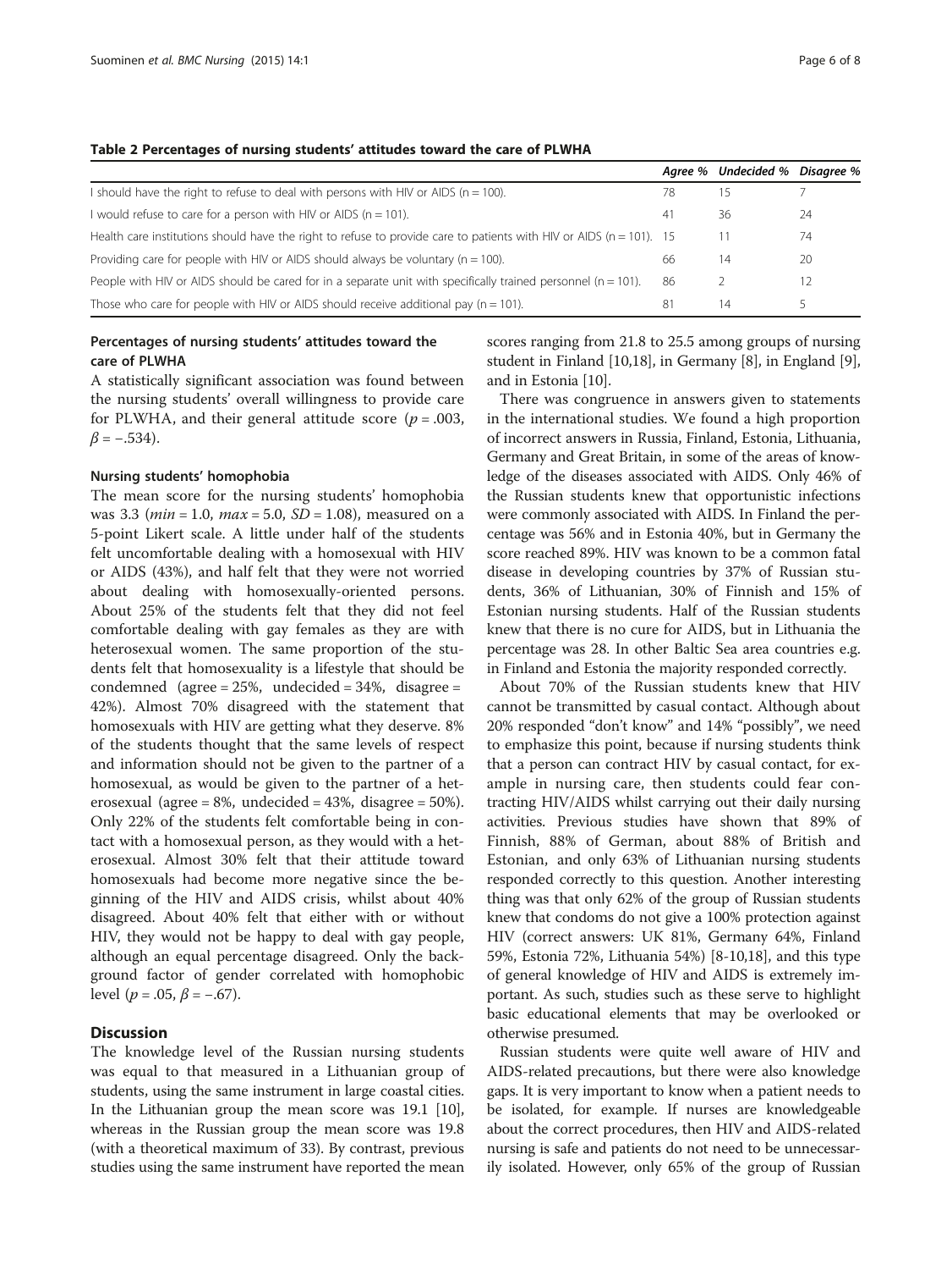**Table 2 Percentages of nursing students' attitudes toward the care of PLWHA**

| | *Agree %* | *Undecided %* | *Disagree %* |
|---|---|---|---|
| I should have the right to refuse to deal with persons with HIV or AIDS (n = 100). | 78 | 15 | 7 |
| I would refuse to care for a person with HIV or AIDS (n = 101). | 41 | 36 | 24 |
| Health care institutions should have the right to refuse to provide care to patients with HIV or AIDS (n = 101). | 15 | 11 | 74 |
| Providing care for people with HIV or AIDS should always be voluntary (n = 100). | 66 | 14 | 20 |
| People with HIV or AIDS should be cared for in a separate unit with specifically trained personnel (n = 101). | 86 | 2 | 12 |
| Those who care for people with HIV or AIDS should receive additional pay (n = 101). | 81 | 14 | 5 |

### Percentages of nursing students' attitudes toward the care of PLWHA

A statistically significant association was found between the nursing students' overall willingness to provide care for PLWHA, and their general attitude score ($p = .003$, $\beta = -.534$).

#### Nursing students' homophobia

The mean score for the nursing students' homophobia was 3.3 ($min = 1.0$, $max = 5.0$, $SD = 1.08$), measured on a 5-point Likert scale. A little under half of the students felt uncomfortable dealing with a homosexual with HIV or AIDS (43%), and half felt that they were not worried about dealing with homosexually-oriented persons. About 25% of the students felt that they did not feel comfortable dealing with gay females as they are with heterosexual women. The same proportion of the students felt that homosexuality is a lifestyle that should be condemned (agree = 25%, undecided = 34%, disagree = 42%). Almost 70% disagreed with the statement that homosexuals with HIV are getting what they deserve. 8% of the students thought that the same levels of respect and information should not be given to the partner of a homosexual, as would be given to the partner of a heterosexual (agree = 8%, undecided = 43%, disagree = 50%). Only 22% of the students felt comfortable being in contact with a homosexual person, as they would with a heterosexual. Almost 30% felt that their attitude toward homosexuals had become more negative since the beginning of the HIV and AIDS crisis, whilst about 40% disagreed. About 40% felt that either with or without HIV, they would not be happy to deal with gay people, although an equal percentage disagreed. Only the background factor of gender correlated with homophobic level ($p = .05$, $\beta = -.67$).

## Discussion

The knowledge level of the Russian nursing students was equal to that measured in a Lithuanian group of students, using the same instrument in large coastal cities. In the Lithuanian group the mean score was 19.1 [10], whereas in the Russian group the mean score was 19.8 (with a theoretical maximum of 33). By contrast, previous studies using the same instrument have reported the mean scores ranging from 21.8 to 25.5 among groups of nursing student in Finland [10,18], in Germany [8], in England [9], and in Estonia [10].

There was congruence in answers given to statements in the international studies. We found a high proportion of incorrect answers in Russia, Finland, Estonia, Lithuania, Germany and Great Britain, in some of the areas of knowledge of the diseases associated with AIDS. Only 46% of the Russian students knew that opportunistic infections were commonly associated with AIDS. In Finland the percentage was 56% and in Estonia 40%, but in Germany the score reached 89%. HIV was known to be a common fatal disease in developing countries by 37% of Russian students, 36% of Lithuanian, 30% of Finnish and 15% of Estonian nursing students. Half of the Russian students knew that there is no cure for AIDS, but in Lithuania the percentage was 28. In other Baltic Sea area countries e.g. in Finland and Estonia the majority responded correctly.

About 70% of the Russian students knew that HIV cannot be transmitted by casual contact. Although about 20% responded "don't know" and 14% "possibly", we need to emphasize this point, because if nursing students think that a person can contract HIV by casual contact, for example in nursing care, then students could fear contracting HIV/AIDS whilst carrying out their daily nursing activities. Previous studies have shown that 89% of Finnish, 88% of German, about 88% of British and Estonian, and only 63% of Lithuanian nursing students responded correctly to this question. Another interesting thing was that only 62% of the group of Russian students knew that condoms do not give a 100% protection against HIV (correct answers: UK 81%, Germany 64%, Finland 59%, Estonia 72%, Lithuania 54%) [8-10,18], and this type of general knowledge of HIV and AIDS is extremely important. As such, studies such as these serve to highlight basic educational elements that may be overlooked or otherwise presumed.

Russian students were quite well aware of HIV and AIDS-related precautions, but there were also knowledge gaps. It is very important to know when a patient needs to be isolated, for example. If nurses are knowledgeable about the correct procedures, then HIV and AIDS-related nursing is safe and patients do not need to be unnecessarily isolated. However, only 65% of the group of Russian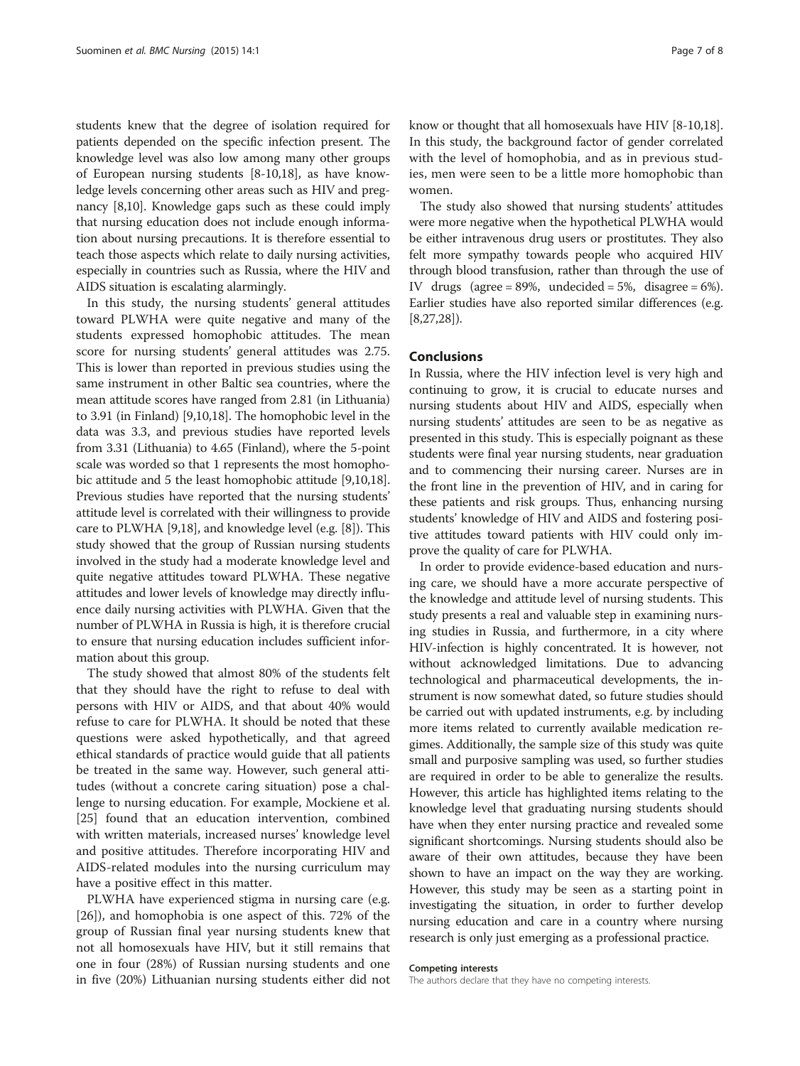students knew that the degree of isolation required for patients depended on the specific infection present. The knowledge level was also low among many other groups of European nursing students [8-10,18], as have knowledge levels concerning other areas such as HIV and pregnancy [8,10]. Knowledge gaps such as these could imply that nursing education does not include enough information about nursing precautions. It is therefore essential to teach those aspects which relate to daily nursing activities, especially in countries such as Russia, where the HIV and AIDS situation is escalating alarmingly.

In this study, the nursing students' general attitudes toward PLWHA were quite negative and many of the students expressed homophobic attitudes. The mean score for nursing students' general attitudes was 2.75. This is lower than reported in previous studies using the same instrument in other Baltic sea countries, where the mean attitude scores have ranged from 2.81 (in Lithuania) to 3.91 (in Finland) [9,10,18]. The homophobic level in the data was 3.3, and previous studies have reported levels from 3.31 (Lithuania) to 4.65 (Finland), where the 5-point scale was worded so that 1 represents the most homophobic attitude and 5 the least homophobic attitude [9,10,18]. Previous studies have reported that the nursing students' attitude level is correlated with their willingness to provide care to PLWHA [9,18], and knowledge level (e.g. [8]). This study showed that the group of Russian nursing students involved in the study had a moderate knowledge level and quite negative attitudes toward PLWHA. These negative attitudes and lower levels of knowledge may directly influence daily nursing activities with PLWHA. Given that the number of PLWHA in Russia is high, it is therefore crucial to ensure that nursing education includes sufficient information about this group.

The study showed that almost 80% of the students felt that they should have the right to refuse to deal with persons with HIV or AIDS, and that about 40% would refuse to care for PLWHA. It should be noted that these questions were asked hypothetically, and that agreed ethical standards of practice would guide that all patients be treated in the same way. However, such general attitudes (without a concrete caring situation) pose a challenge to nursing education. For example, Mockiene et al. [25] found that an education intervention, combined with written materials, increased nurses' knowledge level and positive attitudes. Therefore incorporating HIV and AIDS-related modules into the nursing curriculum may have a positive effect in this matter.

PLWHA have experienced stigma in nursing care (e.g. [26]), and homophobia is one aspect of this. 72% of the group of Russian final year nursing students knew that not all homosexuals have HIV, but it still remains that one in four (28%) of Russian nursing students and one in five (20%) Lithuanian nursing students either did not know or thought that all homosexuals have HIV [8-10,18]. In this study, the background factor of gender correlated with the level of homophobia, and as in previous studies, men were seen to be a little more homophobic than women.

The study also showed that nursing students' attitudes were more negative when the hypothetical PLWHA would be either intravenous drug users or prostitutes. They also felt more sympathy towards people who acquired HIV through blood transfusion, rather than through the use of IV drugs (agree = 89%, undecided = 5%, disagree = 6%). Earlier studies have also reported similar differences (e.g. [8,27,28]).

## Conclusions

In Russia, where the HIV infection level is very high and continuing to grow, it is crucial to educate nurses and nursing students about HIV and AIDS, especially when nursing students' attitudes are seen to be as negative as presented in this study. This is especially poignant as these students were final year nursing students, near graduation and to commencing their nursing career. Nurses are in the front line in the prevention of HIV, and in caring for these patients and risk groups. Thus, enhancing nursing students' knowledge of HIV and AIDS and fostering positive attitudes toward patients with HIV could only improve the quality of care for PLWHA.

In order to provide evidence-based education and nursing care, we should have a more accurate perspective of the knowledge and attitude level of nursing students. This study presents a real and valuable step in examining nursing studies in Russia, and furthermore, in a city where HIV-infection is highly concentrated. It is however, not without acknowledged limitations. Due to advancing technological and pharmaceutical developments, the instrument is now somewhat dated, so future studies should be carried out with updated instruments, e.g. by including more items related to currently available medication regimes. Additionally, the sample size of this study was quite small and purposive sampling was used, so further studies are required in order to be able to generalize the results. However, this article has highlighted items relating to the knowledge level that graduating nursing students should have when they enter nursing practice and revealed some significant shortcomings. Nursing students should also be aware of their own attitudes, because they have been shown to have an impact on the way they are working. However, this study may be seen as a starting point in investigating the situation, in order to further develop nursing education and care in a country where nursing research is only just emerging as a professional practice.

#### Competing interests

The authors declare that they have no competing interests.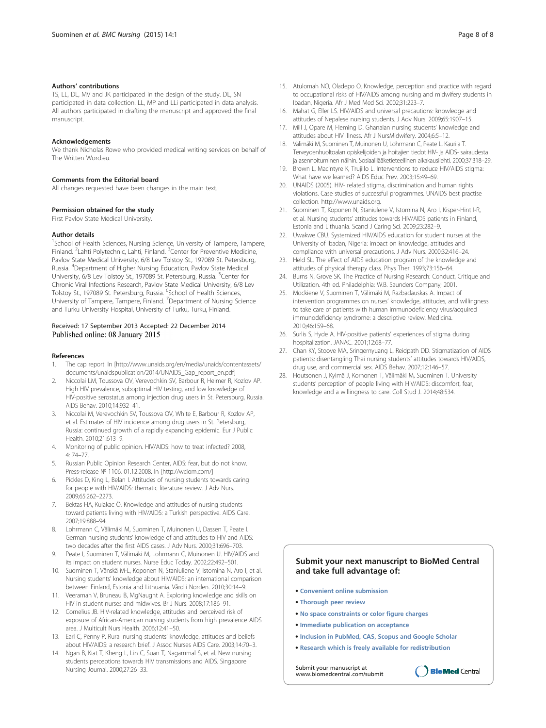### Authors' contributions

TS, LL, DL, MV and JK participated in the design of the study. DL, SN participated in data collection. LL, MP and LLi participated in data analysis. All authors participated in drafting the manuscript and approved the final manuscript.

### Acknowledgements

We thank Nicholas Rowe who provided medical writing services on behalf of The Written Word.eu.

### Comments from the Editorial board

All changes requested have been changes in the main text.

### Permission obtained for the study

First Pavlov State Medical University.

### Author details

[1]School of Health Sciences, Nursing Science, University of Tampere, Tampere, Finland. [2]Lahti Polytechnic, Lahti, Finland. [3]Center for Preventive Medicine, Pavlov State Medical University, 6/8 Lev Tolstoy St., 197089 St. Petersburg, Russia. [4]Department of Higher Nursing Education, Pavlov State Medical University, 6/8 Lev Tolstoy St., 197089 St. Petersburg, Russia. [5]Center for Chronic Viral Infections Research, Pavlov State Medical University, 6/8 Lev Tolstoy St., 197089 St. Petersburg, Russia. [6]School of Health Sciences, University of Tampere, Tampere, Finland. [7]Department of Nursing Science and Turku University Hospital, University of Turku, Turku, Finland.

Received: 17 September 2013 Accepted: 22 December 2014
Published online: 08 January 2015

### References

1. The cap report. In [http://www.unaids.org/en/media/unaids/contentassets/documents/unaidspublication/2014/UNAIDS_Gap_report_en.pdf]
2. Niccolai LM, Toussova OV, Verevochkin SV, Barbour R, Heimer R, Kozlov AP. High HIV prevalence, suboptimal HIV testing, and low knowledge of HIV-positive serostatus among injection drug users in St. Petersburg, Russia. AIDS Behav. 2010;14:932–41.
3. Niccolai M, Verevochkin SV, Toussova OV, White E, Barbour R, Kozlov AP, et al. Estimates of HIV incidence among drug users in St. Petersburg, Russia: continued growth of a rapidly expanding epidemic. Eur J Public Health. 2010;21:613–9.
4. Monitoring of public opinion. HIV/AIDS: how to treat infected? 2008, 4: 74–77.
5. Russian Public Opinion Research Center, AIDS: fear, but do not know. Press-release № 1106. 01.12.2008. In [http://wciom.com/]
6. Pickles D, King L, Belan I. Attitudes of nursing students towards caring for people with HIV/AIDS: thematic literature review. J Adv Nurs. 2009;65:262–2273.
7. Bektas HA, Kulakac Ö. Knowledge and attitudes of nursing students toward patients living with HIV/AIDS: a Turkish perspective. AIDS Care. 2007;19:888–94.
8. Lohrmann C, Välimäki M, Suominen T, Muinonen U, Dassen T, Peate I. German nursing students' knowledge of and attitudes to HIV and AIDS: two decades after the first AIDS cases. J Adv Nurs. 2000;31:696–703.
9. Peate I, Suominen T, Välimäki M, Lohrmann C, Muinonen U. HIV/AIDS and its impact on student nurses. Nurse Educ Today. 2002;22:492–501.
10. Suominen T, Vänskä M-L, Koponen N, Staniuliene V, Istomina N, Aro I, et al. Nursing students' knowledge about HIV/AIDS: an international comparison between Finland, Estonia and Lithuania. Vård i Norden. 2010;30:14–9.
11. Veeramah V, Bruneau B, MgNaught A. Exploring knowledge and skills on HIV in student nurses and midwives. Br J Nurs. 2008;17:186–91.
12. Cornelius JB. HIV-related knowledge, attitudes and perceived risk of exposure of African-American nursing students from high prevalence AIDS area. J Multicult Nurs Health. 2006;12:41–50.
13. Earl C, Penny P. Rural nursing students' knowledge, attitudes and beliefs about HIV/AIDS: a research brief. J Assoc Nurses AIDS Care. 2003;14:70–3.
14. Ngan B, Kiat T, Kheng L, Lin C, Suan T, Nagammal S, et al. New nursing students perceptions towards HIV transmissions and AIDS. Singapore Nursing Journal. 2000;27:26–33.
15. Atulomah NO, Oladepo O. Knowledge, perception and practice with regard to occupational risks of HIV/AIDS among nursing and midwifery students in Ibadan, Nigeria. Afr J Med Med Sci. 2002;31:223–7.
16. Mahat G, Eller LS. HIV/AIDS and universal precautions: knowledge and attitudes of Nepalese nursing students. J Adv Nurs. 2009;65:1907–15.
17. Mill J, Opare M, Fleming D. Ghanaian nursing students' knowledge and attitudes about HIV illness. Afr J NursMidwifery. 2004;6:5–12.
18. Välimäki M, Suominen T, Muinonen U, Lohrmann C, Peate L, Kaurila T. Terveydenhuoltoalan opiskelijoiden ja hoitajien tiedot HIV- ja AIDS- sairaudesta ja asennoituminen näihin. Sosiaalilääketieteellinen aikakausilehti. 2000;37:318–29.
19. Brown L, Macintyre K, Trujillo L. Interventions to reduce HIV/AIDS stigma: What have we learned? AIDS Educ Prev. 2003;15:49–69.
20. UNAIDS (2005). HIV- related stigma, discrimination and human rights violations. Case studies of successful programmes. UNAIDS best practise collection. http://www.unaids.org.
21. Suominen T, Koponen N, Staniulene V, Istomina N, Aro I, Kisper-Hint I-R, et al. Nursing students' attitudes towards HIV/AIDS patients in Finland, Estonia and Lithuania. Scand J Caring Sci. 2009;23:282–9.
22. Uwakwe CBU. Systemized HIV/AIDS education for student nurses at the University of Ibadan, Nigeria: impact on knowledge, attitudes and compliance with universal precautions. J Adv Nurs. 2000;32:416–24.
23. Held SL. The effect of AIDS education program of the knowledge and attitudes of physical therapy class. Phys Ther. 1993;73:156–64.
24. Burns N, Grove SK. The Practice of Nursing Research: Conduct, Critique and Utilization. 4th ed. Philadelphia: W.B. Saunders Company; 2001.
25. Mockiene V, Suominen T, Välimäki M, Razbadauskas A. Impact of intervention programmes on nurses' knowledge, attitudes, and willingness to take care of patients with human immunodeficiency virus/acquired immunodeficiency syndrome: a descriptive review. Medicina. 2010;46:159–68.
26. Surlis S, Hyde A. HIV-positive patients' experiences of stigma during hospitalization. JANAC. 2001;12:68–77.
27. Chan KY, Stoove MA, Sringernyuang L, Reidpath DD. Stigmatization of AIDS patients: disentangling Thai nursing students' attitudes towards HIV/AIDS, drug use, and commercial sex. AIDS Behav. 2007;12:146–57.
28. Houtsonen J, Kylmä J, Korhonen T, Välimäki M, Suominen T. University students' perception of people living with HIV/AIDS: discomfort, fear, knowledge and a willingness to care. Coll Stud J. 2014;48:534.

**Submit your next manuscript to BioMed Central and take full advantage of:**

- Convenient online submission
- Thorough peer review
- No space constraints or color figure charges
- Immediate publication on acceptance
- Inclusion in PubMed, CAS, Scopus and Google Scholar
- Research which is freely available for redistribution

Submit your manuscript at
www.biomedcentral.com/submit

BioMed Central